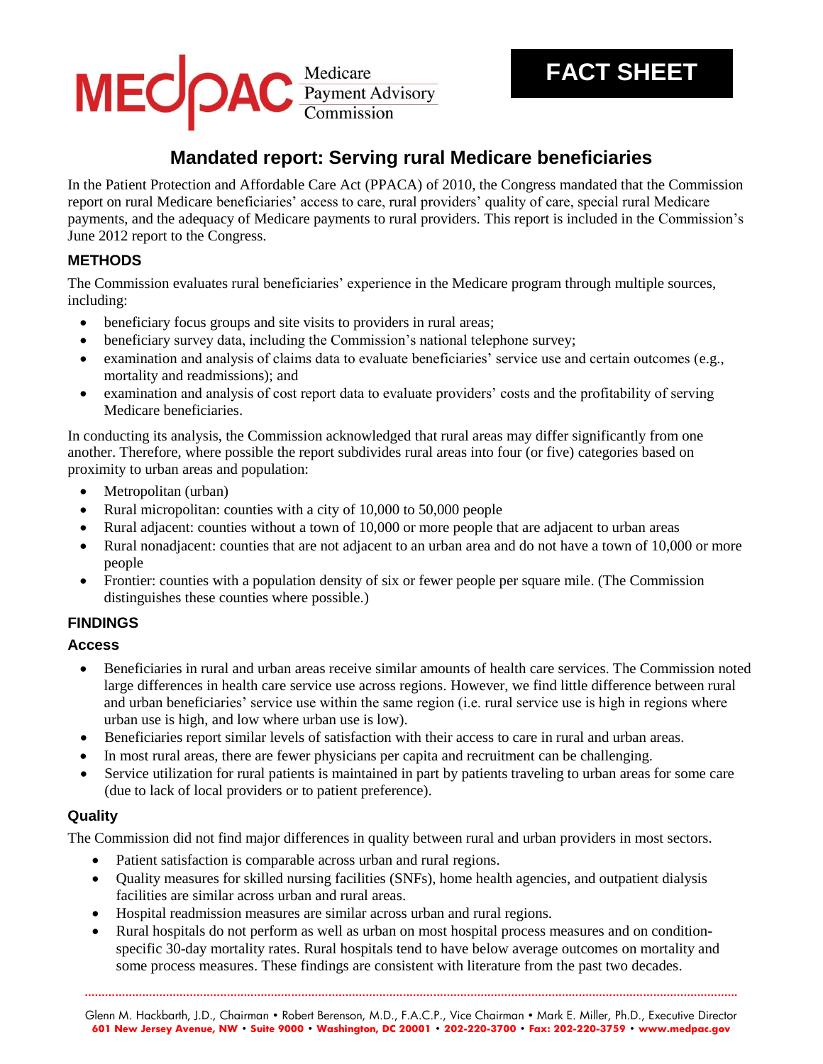MEDPAC Medicare Payment Advisory Commission

**FACT SHEET**

# Mandated report: Serving rural Medicare beneficiaries

In the Patient Protection and Affordable Care Act (PPACA) of 2010, the Congress mandated that the Commission report on rural Medicare beneficiaries' access to care, rural providers' quality of care, special rural Medicare payments, and the adequacy of Medicare payments to rural providers. This report is included in the Commission's June 2012 report to the Congress.

## METHODS

The Commission evaluates rural beneficiaries' experience in the Medicare program through multiple sources, including:

- beneficiary focus groups and site visits to providers in rural areas;
- beneficiary survey data, including the Commission's national telephone survey;
- examination and analysis of claims data to evaluate beneficiaries' service use and certain outcomes (e.g., mortality and readmissions); and
- examination and analysis of cost report data to evaluate providers' costs and the profitability of serving Medicare beneficiaries.

In conducting its analysis, the Commission acknowledged that rural areas may differ significantly from one another. Therefore, where possible the report subdivides rural areas into four (or five) categories based on proximity to urban areas and population:

- Metropolitan (urban)
- Rural micropolitan: counties with a city of 10,000 to 50,000 people
- Rural adjacent: counties without a town of 10,000 or more people that are adjacent to urban areas
- Rural nonadjacent: counties that are not adjacent to an urban area and do not have a town of 10,000 or more people
- Frontier: counties with a population density of six or fewer people per square mile. (The Commission distinguishes these counties where possible.)

## FINDINGS

### Access

- Beneficiaries in rural and urban areas receive similar amounts of health care services. The Commission noted large differences in health care service use across regions. However, we find little difference between rural and urban beneficiaries' service use within the same region (i.e. rural service use is high in regions where urban use is high, and low where urban use is low).
- Beneficiaries report similar levels of satisfaction with their access to care in rural and urban areas.
- In most rural areas, there are fewer physicians per capita and recruitment can be challenging.
- Service utilization for rural patients is maintained in part by patients traveling to urban areas for some care (due to lack of local providers or to patient preference).

### Quality

The Commission did not find major differences in quality between rural and urban providers in most sectors.

- Patient satisfaction is comparable across urban and rural regions.
- Quality measures for skilled nursing facilities (SNFs), home health agencies, and outpatient dialysis facilities are similar across urban and rural areas.
- Hospital readmission measures are similar across urban and rural regions.
- Rural hospitals do not perform as well as urban on most hospital process measures and on condition-specific 30-day mortality rates. Rural hospitals tend to have below average outcomes on mortality and some process measures. These findings are consistent with literature from the past two decades.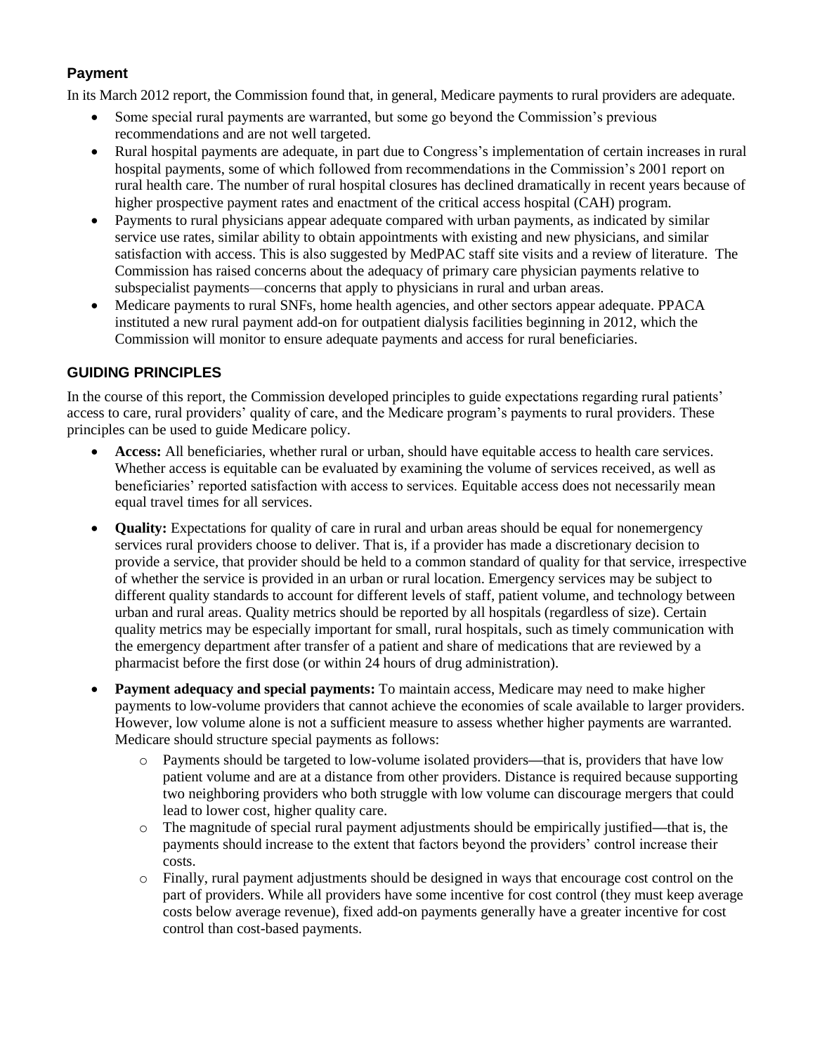## Payment

In its March 2012 report, the Commission found that, in general, Medicare payments to rural providers are adequate.

- Some special rural payments are warranted, but some go beyond the Commission's previous recommendations and are not well targeted.
- Rural hospital payments are adequate, in part due to Congress's implementation of certain increases in rural hospital payments, some of which followed from recommendations in the Commission's 2001 report on rural health care. The number of rural hospital closures has declined dramatically in recent years because of higher prospective payment rates and enactment of the critical access hospital (CAH) program.
- Payments to rural physicians appear adequate compared with urban payments, as indicated by similar service use rates, similar ability to obtain appointments with existing and new physicians, and similar satisfaction with access. This is also suggested by MedPAC staff site visits and a review of literature. The Commission has raised concerns about the adequacy of primary care physician payments relative to subspecialist payments—concerns that apply to physicians in rural and urban areas.
- Medicare payments to rural SNFs, home health agencies, and other sectors appear adequate. PPACA instituted a new rural payment add-on for outpatient dialysis facilities beginning in 2012, which the Commission will monitor to ensure adequate payments and access for rural beneficiaries.

## GUIDING PRINCIPLES

In the course of this report, the Commission developed principles to guide expectations regarding rural patients' access to care, rural providers' quality of care, and the Medicare program's payments to rural providers. These principles can be used to guide Medicare policy.

- **Access:** All beneficiaries, whether rural or urban, should have equitable access to health care services. Whether access is equitable can be evaluated by examining the volume of services received, as well as beneficiaries' reported satisfaction with access to services. Equitable access does not necessarily mean equal travel times for all services.
- **Quality:** Expectations for quality of care in rural and urban areas should be equal for nonemergency services rural providers choose to deliver. That is, if a provider has made a discretionary decision to provide a service, that provider should be held to a common standard of quality for that service, irrespective of whether the service is provided in an urban or rural location. Emergency services may be subject to different quality standards to account for different levels of staff, patient volume, and technology between urban and rural areas. Quality metrics should be reported by all hospitals (regardless of size). Certain quality metrics may be especially important for small, rural hospitals, such as timely communication with the emergency department after transfer of a patient and share of medications that are reviewed by a pharmacist before the first dose (or within 24 hours of drug administration).
- **Payment adequacy and special payments:** To maintain access, Medicare may need to make higher payments to low-volume providers that cannot achieve the economies of scale available to larger providers. However, low volume alone is not a sufficient measure to assess whether higher payments are warranted. Medicare should structure special payments as follows:
  - Payments should be targeted to low-volume isolated providers—that is, providers that have low patient volume and are at a distance from other providers. Distance is required because supporting two neighboring providers who both struggle with low volume can discourage mergers that could lead to lower cost, higher quality care.
  - The magnitude of special rural payment adjustments should be empirically justified—that is, the payments should increase to the extent that factors beyond the providers' control increase their costs.
  - Finally, rural payment adjustments should be designed in ways that encourage cost control on the part of providers. While all providers have some incentive for cost control (they must keep average costs below average revenue), fixed add-on payments generally have a greater incentive for cost control than cost-based payments.